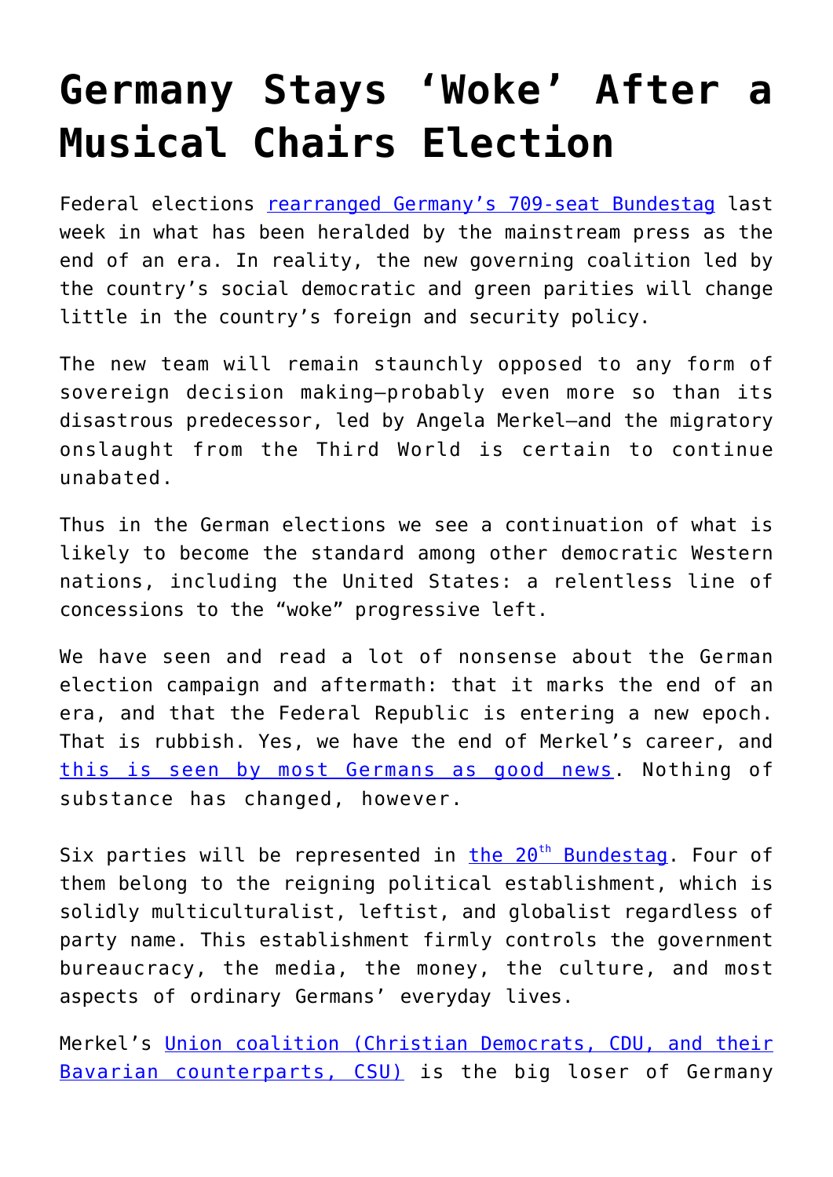# Germany Stays 'Woke' After a Musical Chairs Election

Federal elections rearranged Germany's 709-seat Bundestag last week in what has been heralded by the mainstream press as the end of an era. In reality, the new governing coalition led by the country's social democratic and green parities will change little in the country's foreign and security policy.

The new team will remain staunchly opposed to any form of sovereign decision making—probably even more so than its disastrous predecessor, led by Angela Merkel—and the migratory onslaught from the Third World is certain to continue unabated.

Thus in the German elections we see a continuation of what is likely to become the standard among other democratic Western nations, including the United States: a relentless line of concessions to the "woke" progressive left.

We have seen and read a lot of nonsense about the German election campaign and aftermath: that it marks the end of an era, and that the Federal Republic is entering a new epoch. That is rubbish. Yes, we have the end of Merkel's career, and this is seen by most Germans as good news. Nothing of substance has changed, however.

Six parties will be represented in the 20th Bundestag. Four of them belong to the reigning political establishment, which is solidly multiculturalist, leftist, and globalist regardless of party name. This establishment firmly controls the government bureaucracy, the media, the money, the culture, and most aspects of ordinary Germans' everyday lives.

Merkel's Union coalition (Christian Democrats, CDU, and their Bavarian counterparts, CSU) is the big loser of Germany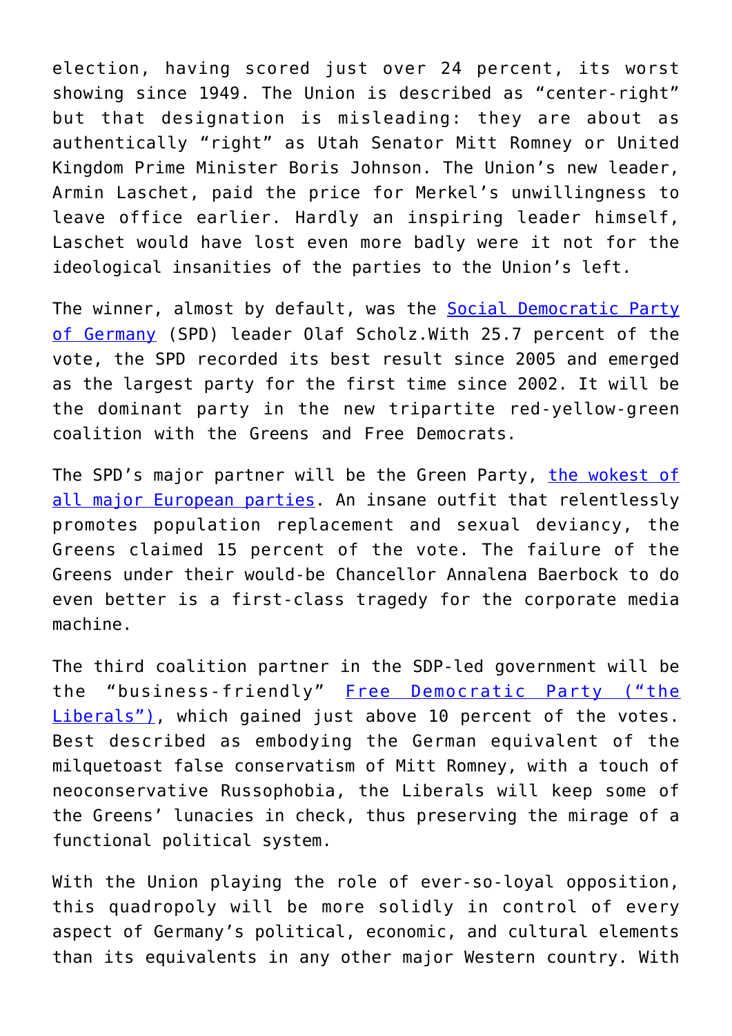election, having scored just over 24 percent, its worst showing since 1949. The Union is described as "center-right" but that designation is misleading: they are about as authentically "right" as Utah Senator Mitt Romney or United Kingdom Prime Minister Boris Johnson. The Union's new leader, Armin Laschet, paid the price for Merkel's unwillingness to leave office earlier. Hardly an inspiring leader himself, Laschet would have lost even more badly were it not for the ideological insanities of the parties to the Union's left.

The winner, almost by default, was the Social Democratic Party of Germany (SPD) leader Olaf Scholz.With 25.7 percent of the vote, the SPD recorded its best result since 2005 and emerged as the largest party for the first time since 2002. It will be the dominant party in the new tripartite red-yellow-green coalition with the Greens and Free Democrats.

The SPD's major partner will be the Green Party, the wokest of all major European parties. An insane outfit that relentlessly promotes population replacement and sexual deviancy, the Greens claimed 15 percent of the vote. The failure of the Greens under their would-be Chancellor Annalena Baerbock to do even better is a first-class tragedy for the corporate media machine.

The third coalition partner in the SDP-led government will be the "business-friendly" Free Democratic Party ("the Liberals"), which gained just above 10 percent of the votes. Best described as embodying the German equivalent of the milquetoast false conservatism of Mitt Romney, with a touch of neoconservative Russophobia, the Liberals will keep some of the Greens' lunacies in check, thus preserving the mirage of a functional political system.

With the Union playing the role of ever-so-loyal opposition, this quadropoly will be more solidly in control of every aspect of Germany's political, economic, and cultural elements than its equivalents in any other major Western country. With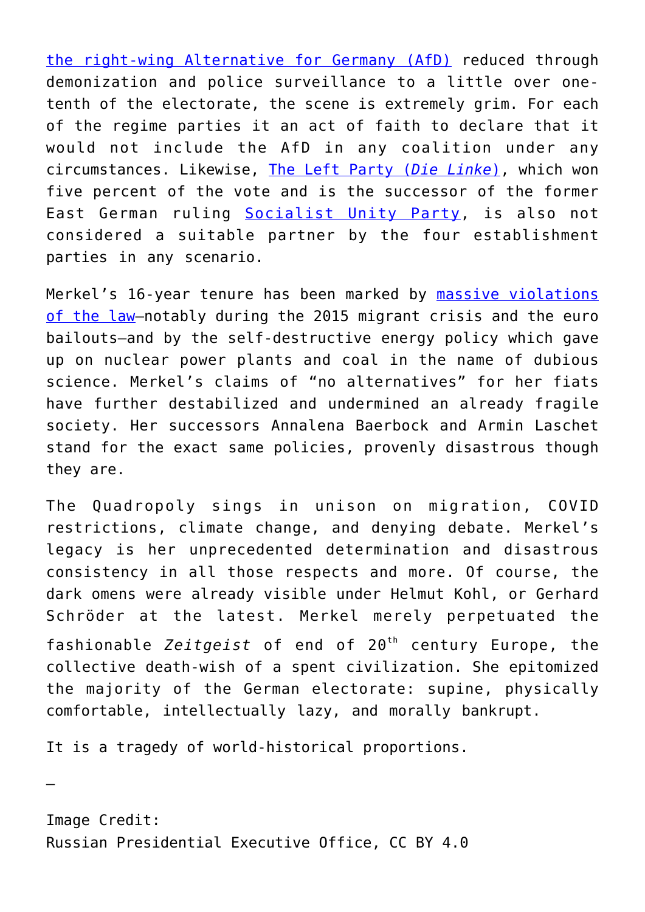the right-wing Alternative for Germany (AfD) reduced through demonization and police surveillance to a little over one-tenth of the electorate, the scene is extremely grim. For each of the regime parties it an act of faith to declare that it would not include the AfD in any coalition under any circumstances. Likewise, The Left Party (*Die Linke*), which won five percent of the vote and is the successor of the former East German ruling Socialist Unity Party, is also not considered a suitable partner by the four establishment parties in any scenario.

Merkel's 16-year tenure has been marked by massive violations of the law—notably during the 2015 migrant crisis and the euro bailouts—and by the self-destructive energy policy which gave up on nuclear power plants and coal in the name of dubious science. Merkel's claims of "no alternatives" for her fiats have further destabilized and undermined an already fragile society. Her successors Annalena Baerbock and Armin Laschet stand for the exact same policies, provenly disastrous though they are.

The Quadropoly sings in unison on migration, COVID restrictions, climate change, and denying debate. Merkel's legacy is her unprecedented determination and disastrous consistency in all those respects and more. Of course, the dark omens were already visible under Helmut Kohl, or Gerhard Schröder at the latest. Merkel merely perpetuated the fashionable *Zeitgeist* of end of 20th century Europe, the collective death-wish of a spent civilization. She epitomized the majority of the German electorate: supine, physically comfortable, intellectually lazy, and morally bankrupt.

It is a tragedy of world-historical proportions.

—

Image Credit:
Russian Presidential Executive Office, CC BY 4.0